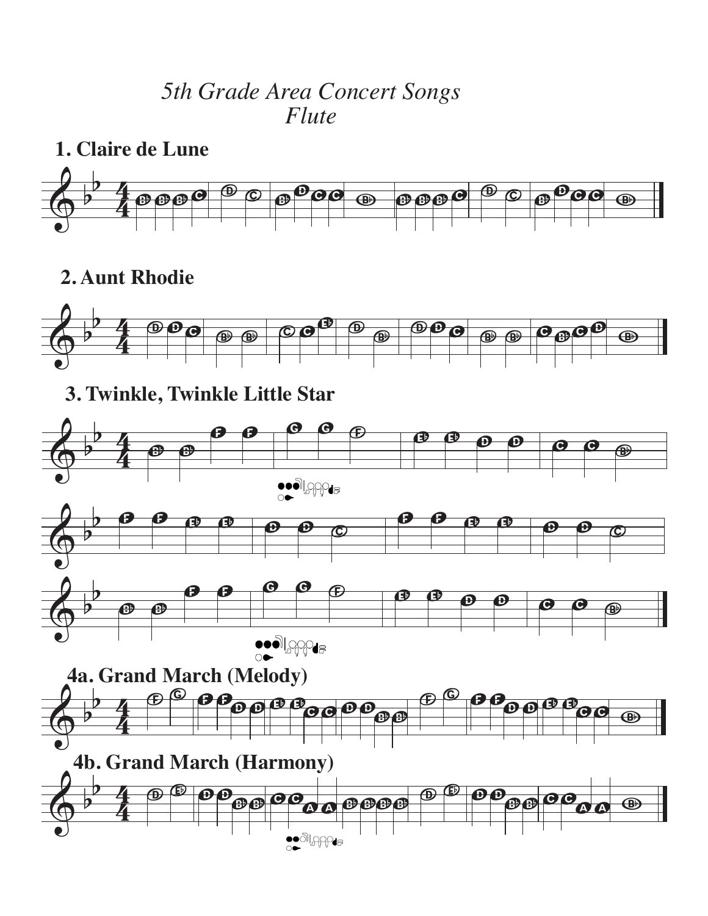*5th Grade Area Concert Songs*
*Flute*

## 1. Claire de Lune

## 2. Aunt Rhodie

## 3. Twinkle, Twinkle Little Star

## 4a. Grand March (Melody)

## 4b. Grand March (Harmony)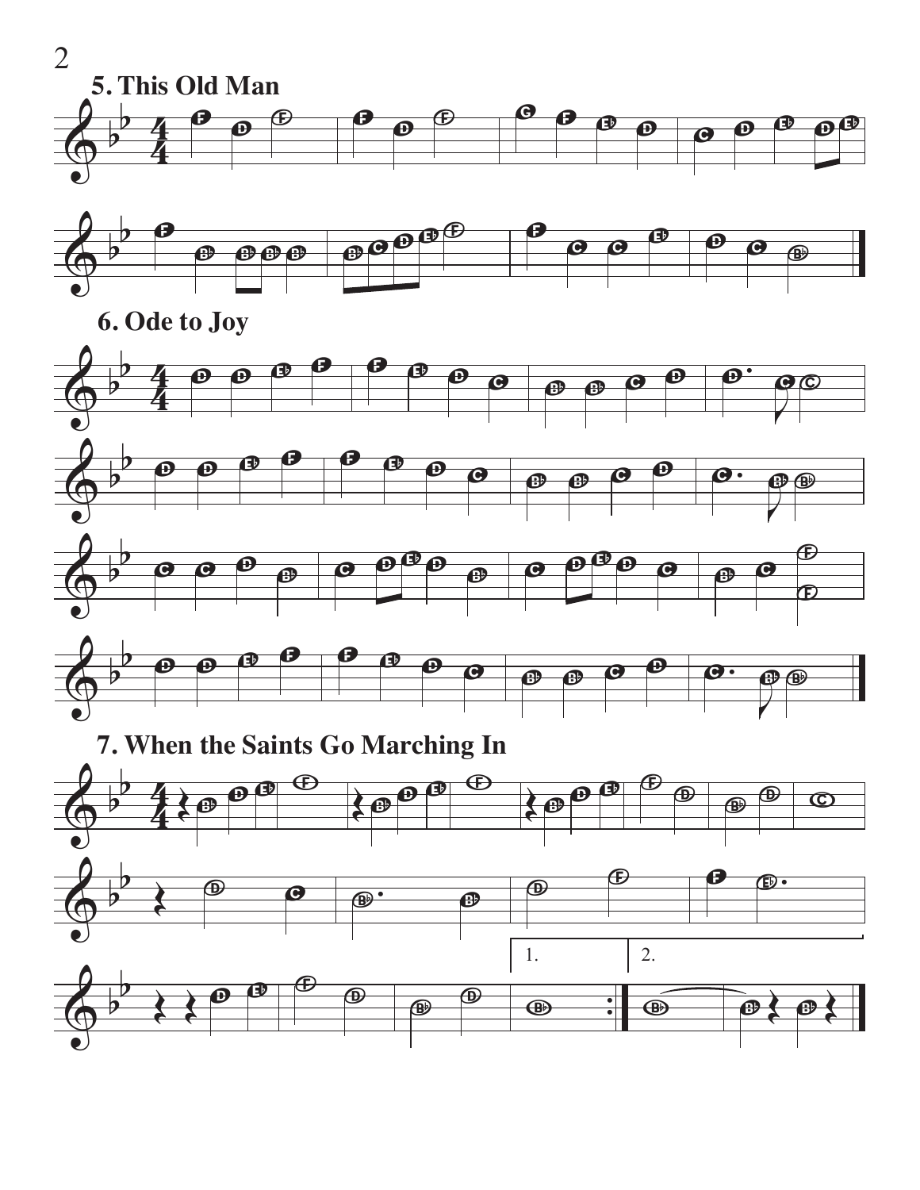### 5. This Old Man

### 6. Ode to Joy

### 7. When the Saints Go Marching In